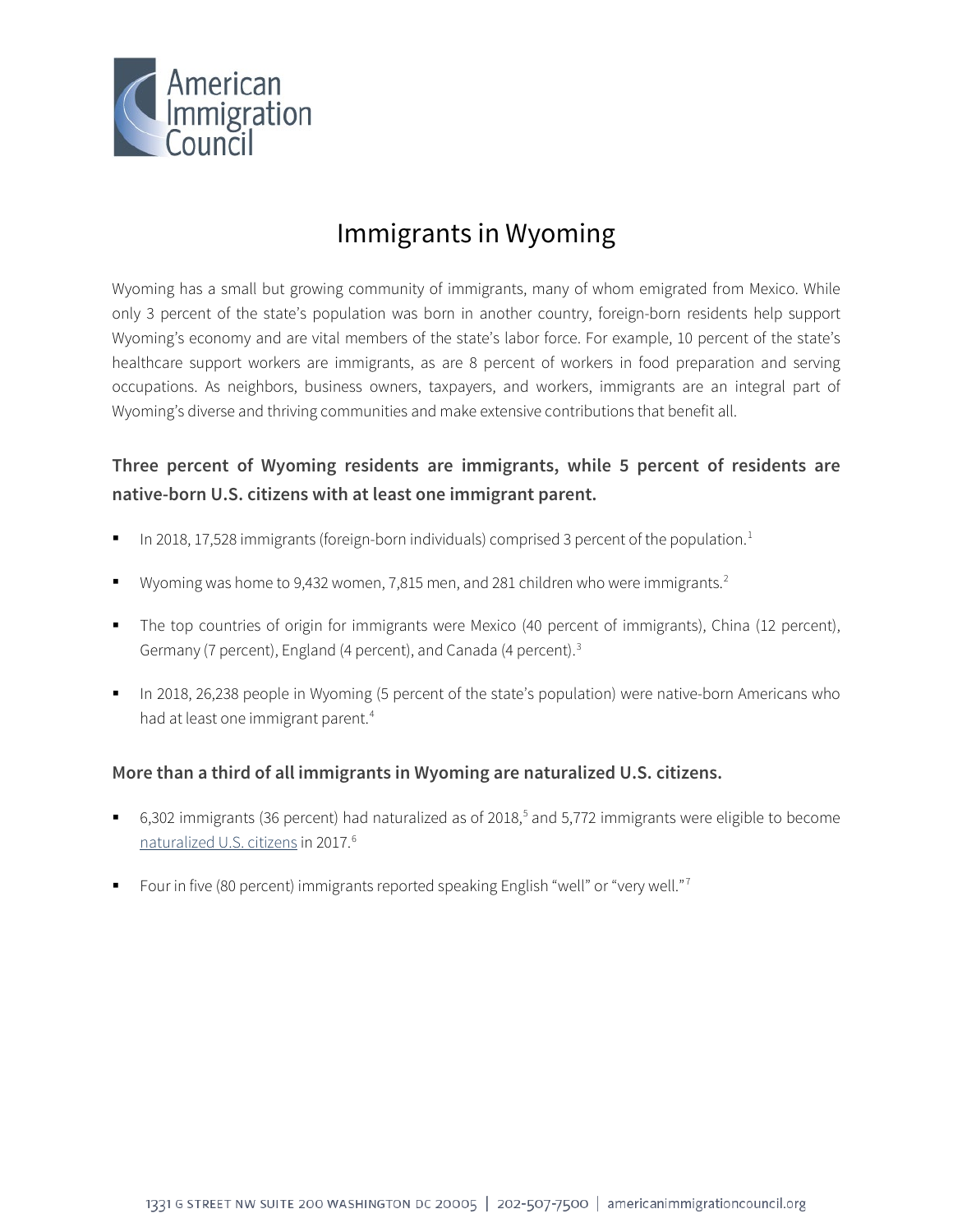# Immigrants in Wyoming

Wyoming has a small but growing community of immigrants, many of whom emigrated from Mexico. While only 3 percent of the state's population was born in another country, foreign-born residents help support Wyoming's economy and are vital members of the state's labor force. For example, 10 percent of the state's healthcare support workers are immigrants, as are 8 percent of workers in food preparation and serving occupations. As neighbors, business owners, taxpayers, and workers, immigrants are an integral part of Wyoming's diverse and thriving communities and make extensive contributions that benefit all.

## Three percent of Wyoming residents are immigrants, while 5 percent of residents are native-born U.S. citizens with at least one immigrant parent.

- In 2018, 17,528 immigrants (foreign-born individuals) comprised 3 percent of the population.[1]
- Wyoming was home to 9,432 women, 7,815 men, and 281 children who were immigrants.[2]
- The top countries of origin for immigrants were Mexico (40 percent of immigrants), China (12 percent), Germany (7 percent), England (4 percent), and Canada (4 percent).[3]
- In 2018, 26,238 people in Wyoming (5 percent of the state's population) were native-born Americans who had at least one immigrant parent.[4]

## More than a third of all immigrants in Wyoming are naturalized U.S. citizens.

- 6,302 immigrants (36 percent) had naturalized as of 2018,[5] and 5,772 immigrants were eligible to become naturalized U.S. citizens in 2017.[6]
- Four in five (80 percent) immigrants reported speaking English "well" or "very well."[7]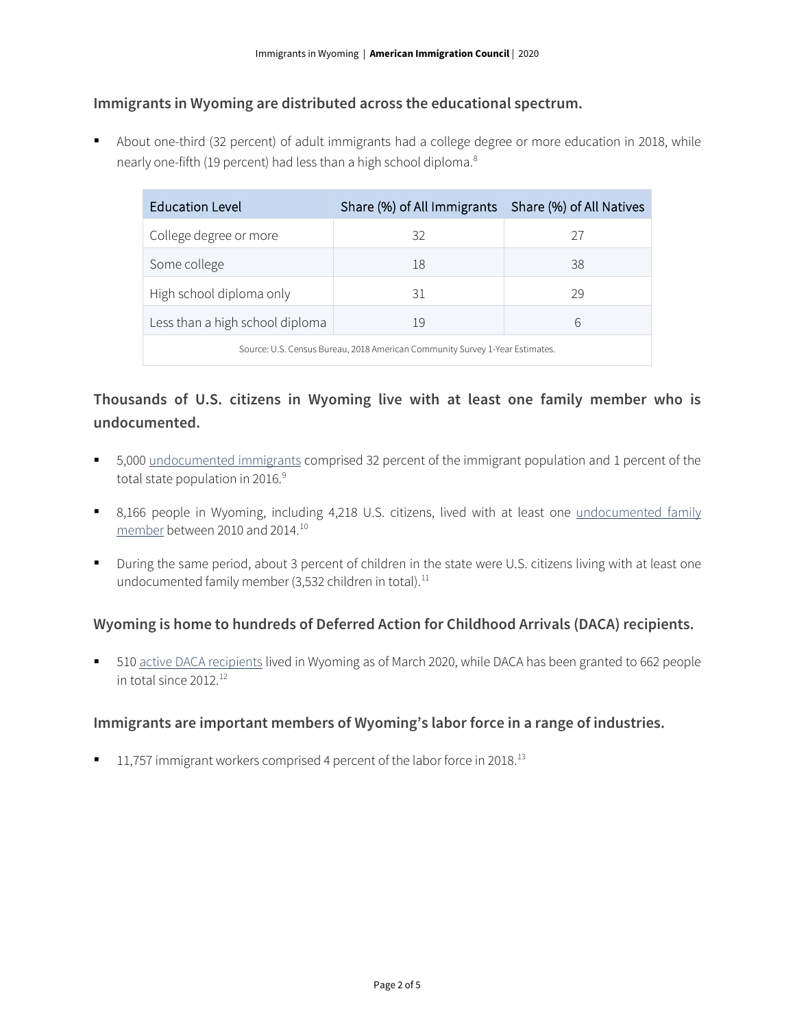## Immigrants in Wyoming are distributed across the educational spectrum.

- About one-third (32 percent) of adult immigrants had a college degree or more education in 2018, while nearly one-fifth (19 percent) had less than a high school diploma.[8]

| Education Level | Share (%) of All Immigrants | Share (%) of All Natives |
|---|---|---|
| College degree or more | 32 | 27 |
| Some college | 18 | 38 |
| High school diploma only | 31 | 29 |
| Less than a high school diploma | 19 | 6 |

Source: U.S. Census Bureau, 2018 American Community Survey 1-Year Estimates.

## Thousands of U.S. citizens in Wyoming live with at least one family member who is undocumented.

- 5,000 undocumented immigrants comprised 32 percent of the immigrant population and 1 percent of the total state population in 2016.[9]
- 8,166 people in Wyoming, including 4,218 U.S. citizens, lived with at least one undocumented family member between 2010 and 2014.[10]
- During the same period, about 3 percent of children in the state were U.S. citizens living with at least one undocumented family member (3,532 children in total).[11]

## Wyoming is home to hundreds of Deferred Action for Childhood Arrivals (DACA) recipients.

- 510 active DACA recipients lived in Wyoming as of March 2020, while DACA has been granted to 662 people in total since 2012.[12]

## Immigrants are important members of Wyoming's labor force in a range of industries.

- 11,757 immigrant workers comprised 4 percent of the labor force in 2018.[13]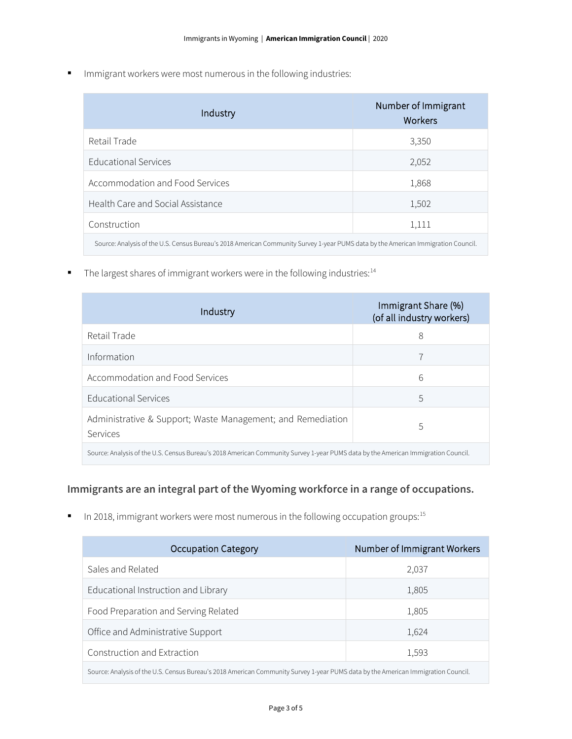- Immigrant workers were most numerous in the following industries:

| Industry | Number of Immigrant Workers |
|---|---|
| Retail Trade | 3,350 |
| Educational Services | 2,052 |
| Accommodation and Food Services | 1,868 |
| Health Care and Social Assistance | 1,502 |
| Construction | 1,111 |

Source: Analysis of the U.S. Census Bureau's 2018 American Community Survey 1-year PUMS data by the American Immigration Council.

- The largest shares of immigrant workers were in the following industries:[14]

| Industry | Immigrant Share (%) (of all industry workers) |
|---|---|
| Retail Trade | 8 |
| Information | 7 |
| Accommodation and Food Services | 6 |
| Educational Services | 5 |
| Administrative & Support; Waste Management; and Remediation Services | 5 |

Source: Analysis of the U.S. Census Bureau's 2018 American Community Survey 1-year PUMS data by the American Immigration Council.

### Immigrants are an integral part of the Wyoming workforce in a range of occupations.

- In 2018, immigrant workers were most numerous in the following occupation groups:[15]

| Occupation Category | Number of Immigrant Workers |
|---|---|
| Sales and Related | 2,037 |
| Educational Instruction and Library | 1,805 |
| Food Preparation and Serving Related | 1,805 |
| Office and Administrative Support | 1,624 |
| Construction and Extraction | 1,593 |

Source: Analysis of the U.S. Census Bureau's 2018 American Community Survey 1-year PUMS data by the American Immigration Council.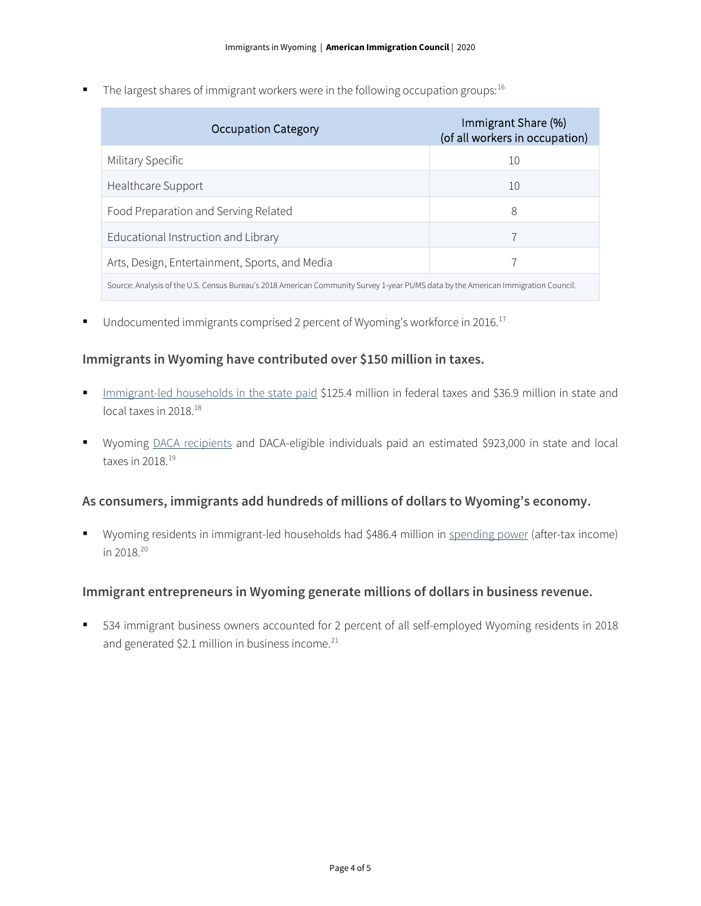- The largest shares of immigrant workers were in the following occupation groups:[16]

| Occupation Category | Immigrant Share (%) (of all workers in occupation) |
| --- | --- |
| Military Specific | 10 |
| Healthcare Support | 10 |
| Food Preparation and Serving Related | 8 |
| Educational Instruction and Library | 7 |
| Arts, Design, Entertainment, Sports, and Media | 7 |

Source: Analysis of the U.S. Census Bureau's 2018 American Community Survey 1-year PUMS data by the American Immigration Council.

- Undocumented immigrants comprised 2 percent of Wyoming's workforce in 2016.[17]

### Immigrants in Wyoming have contributed over $150 million in taxes.

- Immigrant-led households in the state paid $125.4 million in federal taxes and $36.9 million in state and local taxes in 2018.[18]
- Wyoming DACA recipients and DACA-eligible individuals paid an estimated $923,000 in state and local taxes in 2018.[19]

### As consumers, immigrants add hundreds of millions of dollars to Wyoming's economy.

- Wyoming residents in immigrant-led households had $486.4 million in spending power (after-tax income) in 2018.[20]

### Immigrant entrepreneurs in Wyoming generate millions of dollars in business revenue.

- 534 immigrant business owners accounted for 2 percent of all self-employed Wyoming residents in 2018 and generated $2.1 million in business income.[21]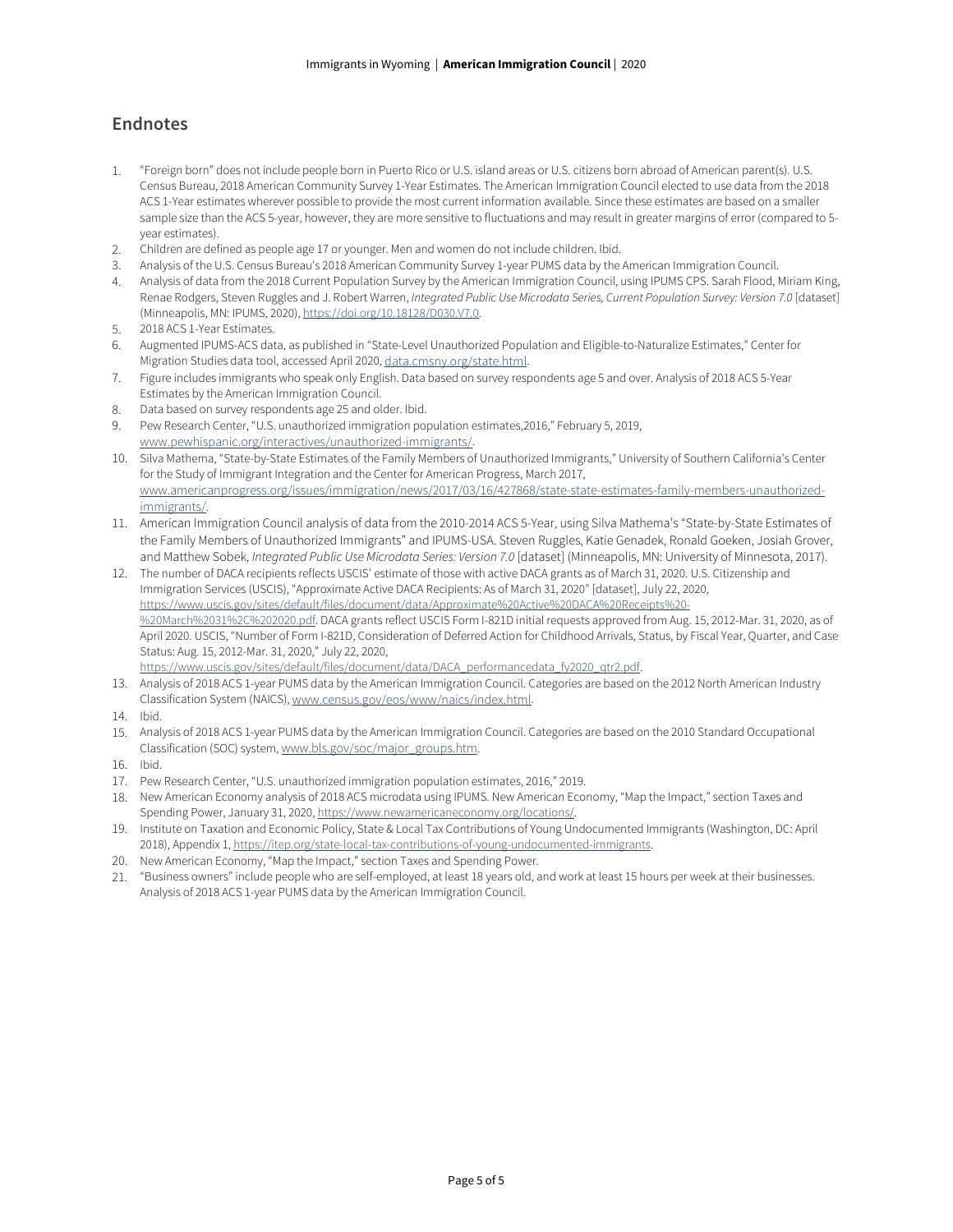## Endnotes

1. "Foreign born" does not include people born in Puerto Rico or U.S. island areas or U.S. citizens born abroad of American parent(s). U.S. Census Bureau, 2018 American Community Survey 1-Year Estimates. The American Immigration Council elected to use data from the 2018 ACS 1-Year estimates wherever possible to provide the most current information available. Since these estimates are based on a smaller sample size than the ACS 5-year, however, they are more sensitive to fluctuations and may result in greater margins of error (compared to 5-year estimates).
2. Children are defined as people age 17 or younger. Men and women do not include children. Ibid.
3. Analysis of the U.S. Census Bureau's 2018 American Community Survey 1-year PUMS data by the American Immigration Council.
4. Analysis of data from the 2018 Current Population Survey by the American Immigration Council, using IPUMS CPS. Sarah Flood, Miriam King, Renae Rodgers, Steven Ruggles and J. Robert Warren, *Integrated Public Use Microdata Series, Current Population Survey: Version 7.0* [dataset] (Minneapolis, MN: IPUMS, 2020), https://doi.org/10.18128/D030.V7.0.
5. 2018 ACS 1-Year Estimates.
6. Augmented IPUMS-ACS data, as published in "State-Level Unauthorized Population and Eligible-to-Naturalize Estimates," Center for Migration Studies data tool, accessed April 2020, data.cmsny.org/state.html.
7. Figure includes immigrants who speak only English. Data based on survey respondents age 5 and over. Analysis of 2018 ACS 5-Year Estimates by the American Immigration Council.
8. Data based on survey respondents age 25 and older. Ibid.
9. Pew Research Center, "U.S. unauthorized immigration population estimates,2016," February 5, 2019, www.pewhispanic.org/interactives/unauthorized-immigrants/.
10. Silva Mathema, "State-by-State Estimates of the Family Members of Unauthorized Immigrants," University of Southern California's Center for the Study of Immigrant Integration and the Center for American Progress, March 2017, www.americanprogress.org/issues/immigration/news/2017/03/16/427868/state-state-estimates-family-members-unauthorized-immigrants/.
11. American Immigration Council analysis of data from the 2010-2014 ACS 5-Year, using Silva Mathema's "State-by-State Estimates of the Family Members of Unauthorized Immigrants" and IPUMS-USA. Steven Ruggles, Katie Genadek, Ronald Goeken, Josiah Grover, and Matthew Sobek, *Integrated Public Use Microdata Series: Version 7.0* [dataset] (Minneapolis, MN: University of Minnesota, 2017).
12. The number of DACA recipients reflects USCIS' estimate of those with active DACA grants as of March 31, 2020. U.S. Citizenship and Immigration Services (USCIS), "Approximate Active DACA Recipients: As of March 31, 2020" [dataset], July 22, 2020, https://www.uscis.gov/sites/default/files/document/data/Approximate%20Active%20DACA%20Receipts%20-%20March%2031%2C%202020.pdf. DACA grants reflect USCIS Form I-821D initial requests approved from Aug. 15, 2012-Mar. 31, 2020, as of April 2020. USCIS, "Number of Form I-821D, Consideration of Deferred Action for Childhood Arrivals, Status, by Fiscal Year, Quarter, and Case Status: Aug. 15, 2012-Mar. 31, 2020," July 22, 2020, https://www.uscis.gov/sites/default/files/document/data/DACA_performancedata_fy2020_qtr2.pdf.
13. Analysis of 2018 ACS 1-year PUMS data by the American Immigration Council. Categories are based on the 2012 North American Industry Classification System (NAICS), www.census.gov/eos/www/naics/index.html.
14. Ibid.
15. Analysis of 2018 ACS 1-year PUMS data by the American Immigration Council. Categories are based on the 2010 Standard Occupational Classification (SOC) system, www.bls.gov/soc/major_groups.htm.
16. Ibid.
17. Pew Research Center, "U.S. unauthorized immigration population estimates, 2016," 2019.
18. New American Economy analysis of 2018 ACS microdata using IPUMS. New American Economy, "Map the Impact," section Taxes and Spending Power, January 31, 2020, https://www.newamericaneconomy.org/locations/.
19. Institute on Taxation and Economic Policy, State & Local Tax Contributions of Young Undocumented Immigrants (Washington, DC: April 2018), Appendix 1, https://itep.org/state-local-tax-contributions-of-young-undocumented-immigrants.
20. New American Economy, "Map the Impact," section Taxes and Spending Power.
21. "Business owners" include people who are self-employed, at least 18 years old, and work at least 15 hours per week at their businesses. Analysis of 2018 ACS 1-year PUMS data by the American Immigration Council.